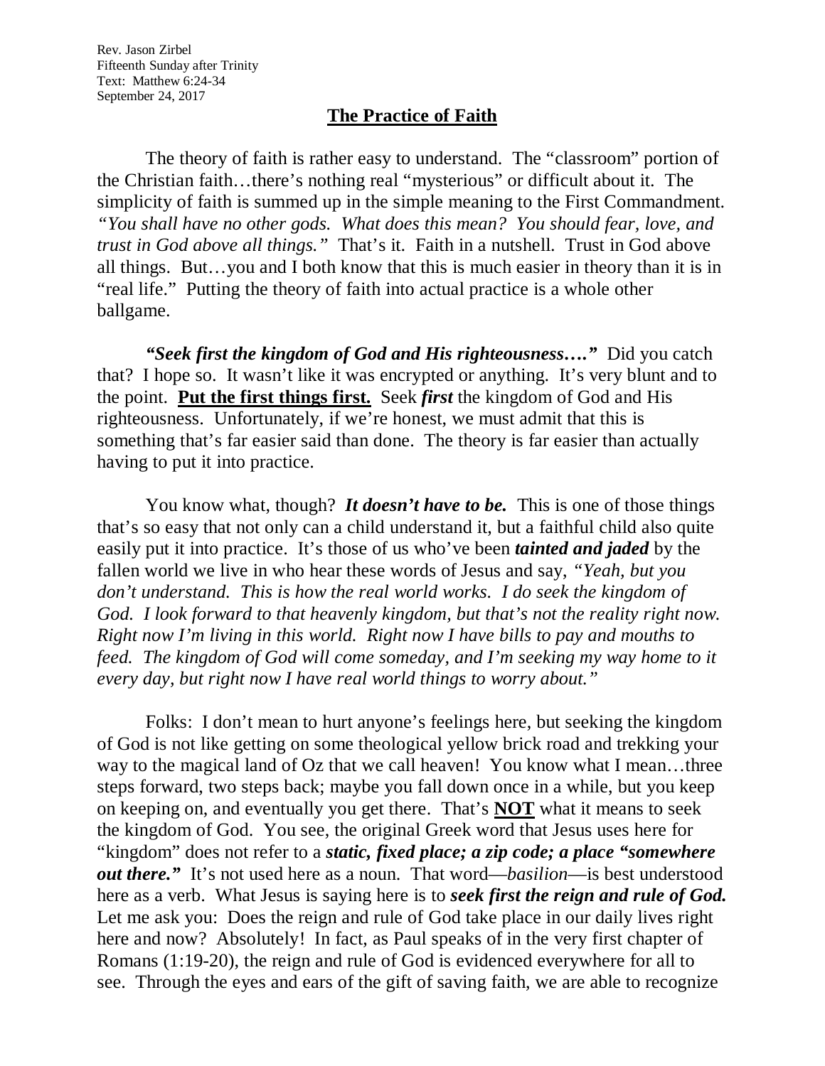Rev. Jason Zirbel
Fifteenth Sunday after Trinity
Text: Matthew 6:24-34
September 24, 2017

## The Practice of Faith

The theory of faith is rather easy to understand. The "classroom" portion of the Christian faith…there's nothing real "mysterious" or difficult about it. The simplicity of faith is summed up in the simple meaning to the First Commandment. *"You shall have no other gods. What does this mean? You should fear, love, and trust in God above all things."* That's it. Faith in a nutshell. Trust in God above all things. But…you and I both know that this is much easier in theory than it is in "real life." Putting the theory of faith into actual practice is a whole other ballgame.

***"Seek first the kingdom of God and His righteousness…."*** Did you catch that? I hope so. It wasn't like it was encrypted or anything. It's very blunt and to the point. **Put the first things first.** Seek ***first*** the kingdom of God and His righteousness. Unfortunately, if we're honest, we must admit that this is something that's far easier said than done. The theory is far easier than actually having to put it into practice.

You know what, though? ***It doesn't have to be.*** This is one of those things that's so easy that not only can a child understand it, but a faithful child also quite easily put it into practice. It's those of us who've been ***tainted and jaded*** by the fallen world we live in who hear these words of Jesus and say, *"Yeah, but you don't understand. This is how the real world works. I do seek the kingdom of God. I look forward to that heavenly kingdom, but that's not the reality right now. Right now I'm living in this world. Right now I have bills to pay and mouths to feed. The kingdom of God will come someday, and I'm seeking my way home to it every day, but right now I have real world things to worry about."*

Folks: I don't mean to hurt anyone's feelings here, but seeking the kingdom of God is not like getting on some theological yellow brick road and trekking your way to the magical land of Oz that we call heaven! You know what I mean…three steps forward, two steps back; maybe you fall down once in a while, but you keep on keeping on, and eventually you get there. That's **NOT** what it means to seek the kingdom of God. You see, the original Greek word that Jesus uses here for "kingdom" does not refer to a ***static, fixed place; a zip code; a place "somewhere out there."*** It's not used here as a noun. That word—*basilion*—is best understood here as a verb. What Jesus is saying here is to ***seek first the reign and rule of God.*** Let me ask you: Does the reign and rule of God take place in our daily lives right here and now? Absolutely! In fact, as Paul speaks of in the very first chapter of Romans (1:19-20), the reign and rule of God is evidenced everywhere for all to see. Through the eyes and ears of the gift of saving faith, we are able to recognize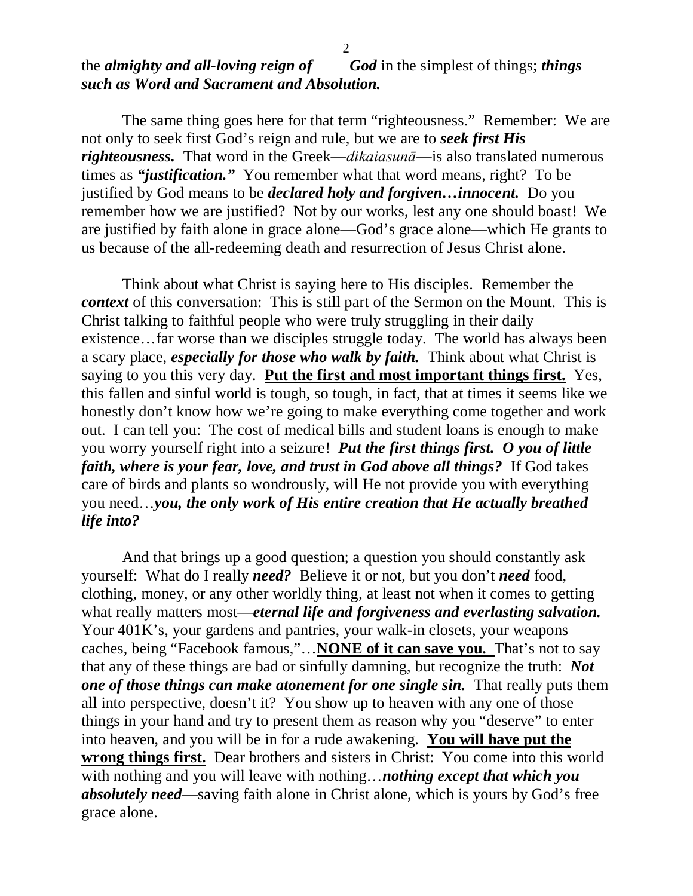the ***almighty and all-loving reign of God*** in the simplest of things; ***things such as Word and Sacrament and Absolution.***

The same thing goes here for that term "righteousness." Remember: We are not only to seek first God's reign and rule, but we are to ***seek first His righteousness.*** That word in the Greek—*dikaiasunā*—is also translated numerous times as ***"justification."*** You remember what that word means, right? To be justified by God means to be ***declared holy and forgiven…innocent.*** Do you remember how we are justified? Not by our works, lest any one should boast! We are justified by faith alone in grace alone—God's grace alone—which He grants to us because of the all-redeeming death and resurrection of Jesus Christ alone.

Think about what Christ is saying here to His disciples. Remember the ***context*** of this conversation: This is still part of the Sermon on the Mount. This is Christ talking to faithful people who were truly struggling in their daily existence…far worse than we disciples struggle today. The world has always been a scary place, ***especially for those who walk by faith.*** Think about what Christ is saying to you this very day. <u>**Put the first and most important things first.**</u> Yes, this fallen and sinful world is tough, so tough, in fact, that at times it seems like we honestly don't know how we're going to make everything come together and work out. I can tell you: The cost of medical bills and student loans is enough to make you worry yourself right into a seizure! ***Put the first things first. O you of little faith, where is your fear, love, and trust in God above all things?*** If God takes care of birds and plants so wondrously, will He not provide you with everything you need…***you, the only work of His entire creation that He actually breathed life into?***

And that brings up a good question; a question you should constantly ask yourself: What do I really ***need?*** Believe it or not, but you don't ***need*** food, clothing, money, or any other worldly thing, at least not when it comes to getting what really matters most—***eternal life and forgiveness and everlasting salvation.*** Your 401K's, your gardens and pantries, your walk-in closets, your weapons caches, being "Facebook famous,"…<u>**NONE of it can save you.**</u> That's not to say that any of these things are bad or sinfully damning, but recognize the truth: ***Not one of those things can make atonement for one single sin.*** That really puts them all into perspective, doesn't it? You show up to heaven with any one of those things in your hand and try to present them as reason why you "deserve" to enter into heaven, and you will be in for a rude awakening. <u>**You will have put the wrong things first.**</u> Dear brothers and sisters in Christ: You come into this world with nothing and you will leave with nothing…***nothing except that which you absolutely need***—saving faith alone in Christ alone, which is yours by God's free grace alone.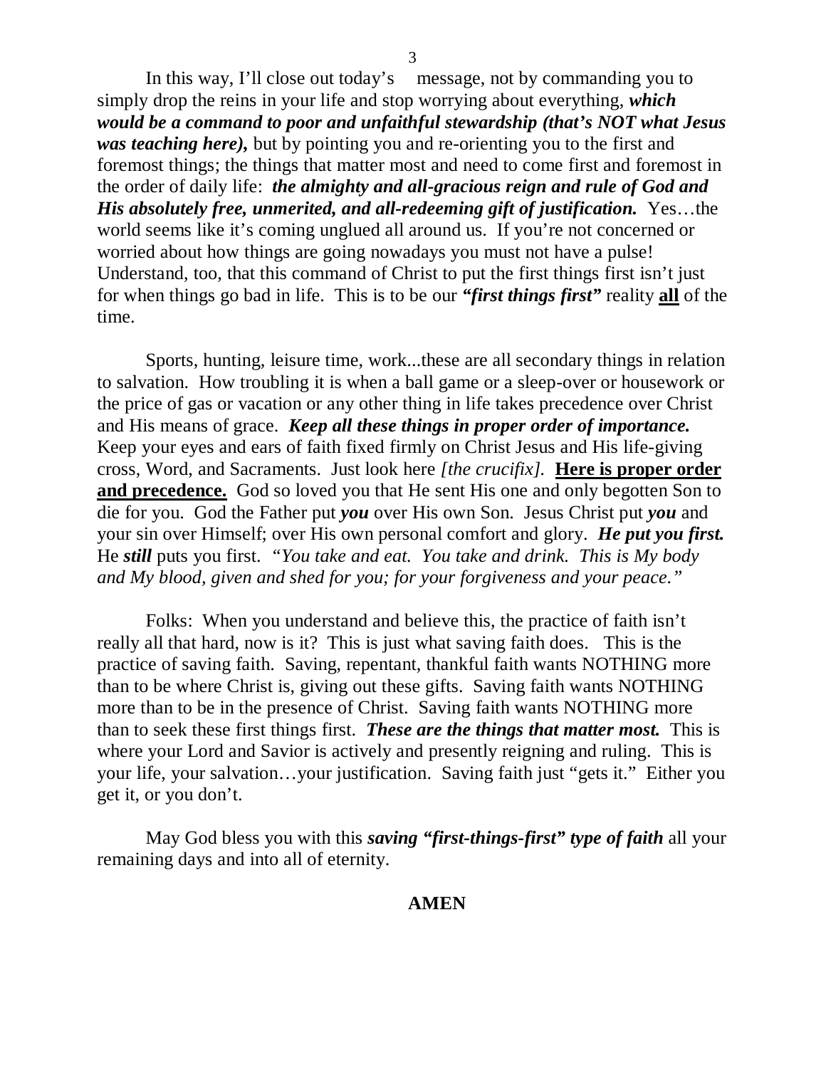In this way, I'll close out today's message, not by commanding you to simply drop the reins in your life and stop worrying about everything, ***which would be a command to poor and unfaithful stewardship (that's NOT what Jesus was teaching here),*** but by pointing you and re-orienting you to the first and foremost things; the things that matter most and need to come first and foremost in the order of daily life: ***the almighty and all-gracious reign and rule of God and His absolutely free, unmerited, and all-redeeming gift of justification.*** Yes…the world seems like it's coming unglued all around us. If you're not concerned or worried about how things are going nowadays you must not have a pulse! Understand, too, that this command of Christ to put the first things first isn't just for when things go bad in life. This is to be our ***"first things first"*** reality **<u>all</u>** of the time.

Sports, hunting, leisure time, work...these are all secondary things in relation to salvation. How troubling it is when a ball game or a sleep-over or housework or the price of gas or vacation or any other thing in life takes precedence over Christ and His means of grace. ***Keep all these things in proper order of importance.*** Keep your eyes and ears of faith fixed firmly on Christ Jesus and His life-giving cross, Word, and Sacraments. Just look here *[the crucifix].* **<u>Here is proper order and precedence.</u>** God so loved you that He sent His one and only begotten Son to die for you. God the Father put ***you*** over His own Son. Jesus Christ put ***you*** and your sin over Himself; over His own personal comfort and glory. ***He put you first.*** He ***still*** puts you first. *"You take and eat. You take and drink. This is My body and My blood, given and shed for you; for your forgiveness and your peace."*

Folks: When you understand and believe this, the practice of faith isn't really all that hard, now is it? This is just what saving faith does. This is the practice of saving faith. Saving, repentant, thankful faith wants NOTHING more than to be where Christ is, giving out these gifts. Saving faith wants NOTHING more than to be in the presence of Christ. Saving faith wants NOTHING more than to seek these first things first. ***These are the things that matter most.*** This is where your Lord and Savior is actively and presently reigning and ruling. This is your life, your salvation…your justification. Saving faith just "gets it." Either you get it, or you don't.

May God bless you with this ***saving "first-things-first" type of faith*** all your remaining days and into all of eternity.

**AMEN**